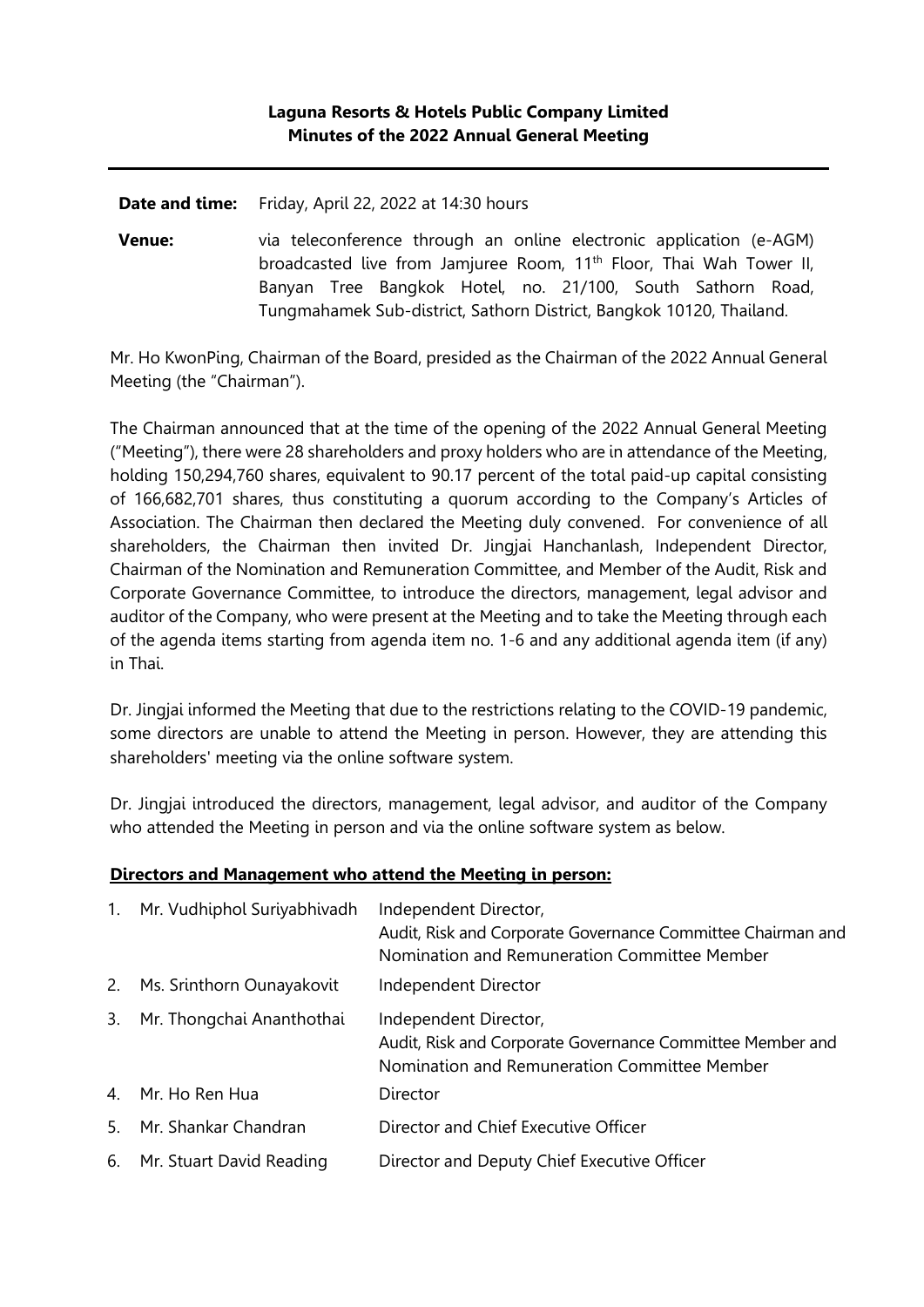**Laguna Resorts & Hotels Public Company Limited**
**Minutes of the 2022 Annual General Meeting**

---

**Date and time:** Friday, April 22, 2022 at 14:30 hours

**Venue:** via teleconference through an online electronic application (e-AGM) broadcasted live from Jamjuree Room, 11th Floor, Thai Wah Tower II, Banyan Tree Bangkok Hotel, no. 21/100, South Sathorn Road, Tungmahamek Sub-district, Sathorn District, Bangkok 10120, Thailand.

Mr. Ho KwonPing, Chairman of the Board, presided as the Chairman of the 2022 Annual General Meeting (the "Chairman").

The Chairman announced that at the time of the opening of the 2022 Annual General Meeting ("Meeting"), there were 28 shareholders and proxy holders who are in attendance of the Meeting, holding 150,294,760 shares, equivalent to 90.17 percent of the total paid-up capital consisting of 166,682,701 shares, thus constituting a quorum according to the Company's Articles of Association. The Chairman then declared the Meeting duly convened. For convenience of all shareholders, the Chairman then invited Dr. Jingjai Hanchanlash, Independent Director, Chairman of the Nomination and Remuneration Committee, and Member of the Audit, Risk and Corporate Governance Committee, to introduce the directors, management, legal advisor and auditor of the Company, who were present at the Meeting and to take the Meeting through each of the agenda items starting from agenda item no. 1-6 and any additional agenda item (if any) in Thai.

Dr. Jingjai informed the Meeting that due to the restrictions relating to the COVID-19 pandemic, some directors are unable to attend the Meeting in person. However, they are attending this shareholders' meeting via the online software system.

Dr. Jingjai introduced the directors, management, legal advisor, and auditor of the Company who attended the Meeting in person and via the online software system as below.

**Directors and Management who attend the Meeting in person:**

1. Mr. Vudhiphol Suriyabhivadh — Independent Director, Audit, Risk and Corporate Governance Committee Chairman and Nomination and Remuneration Committee Member
2. Ms. Srinthorn Ounayakovit — Independent Director
3. Mr. Thongchai Ananthothai — Independent Director, Audit, Risk and Corporate Governance Committee Member and Nomination and Remuneration Committee Member
4. Mr. Ho Ren Hua — Director
5. Mr. Shankar Chandran — Director and Chief Executive Officer
6. Mr. Stuart David Reading — Director and Deputy Chief Executive Officer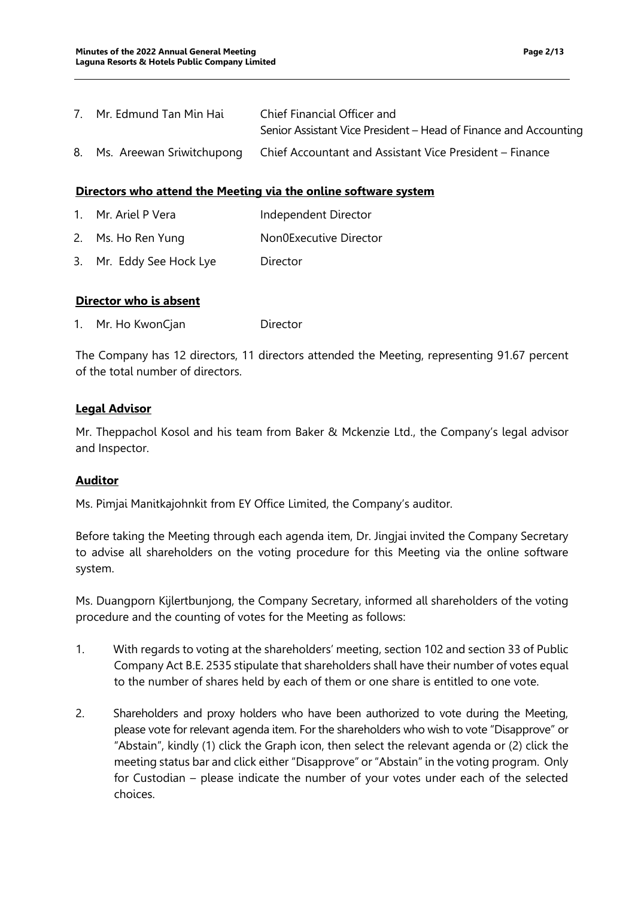| | | |
|---|---|---|
| 7. | Mr. Edmund Tan Min Hai | Chief Financial Officer and Senior Assistant Vice President – Head of Finance and Accounting |
| 8. | Ms. Areewan Sriwitchupong | Chief Accountant and Assistant Vice President – Finance |

**Directors who attend the Meeting via the online software system**

| | | |
|---|---|---|
| 1. | Mr. Ariel P Vera | Independent Director |
| 2. | Ms. Ho Ren Yung | Non0Executive Director |
| 3. | Mr. Eddy See Hock Lye | Director |

**Director who is absent**

| | | |
|---|---|---|
| 1. | Mr. Ho KwonCjan | Director |

The Company has 12 directors, 11 directors attended the Meeting, representing 91.67 percent of the total number of directors.

**Legal Advisor**

Mr. Theppachol Kosol and his team from Baker & Mckenzie Ltd., the Company's legal advisor and Inspector.

**Auditor**

Ms. Pimjai Manitkajohnkit from EY Office Limited, the Company's auditor.

Before taking the Meeting through each agenda item, Dr. Jingjai invited the Company Secretary to advise all shareholders on the voting procedure for this Meeting via the online software system.

Ms. Duangporn Kijlertbunjong, the Company Secretary, informed all shareholders of the voting procedure and the counting of votes for the Meeting as follows:

1. With regards to voting at the shareholders' meeting, section 102 and section 33 of Public Company Act B.E. 2535 stipulate that shareholders shall have their number of votes equal to the number of shares held by each of them or one share is entitled to one vote.

2. Shareholders and proxy holders who have been authorized to vote during the Meeting, please vote for relevant agenda item. For the shareholders who wish to vote "Disapprove" or "Abstain", kindly (1) click the Graph icon, then select the relevant agenda or (2) click the meeting status bar and click either "Disapprove" or "Abstain" in the voting program. Only for Custodian – please indicate the number of your votes under each of the selected choices.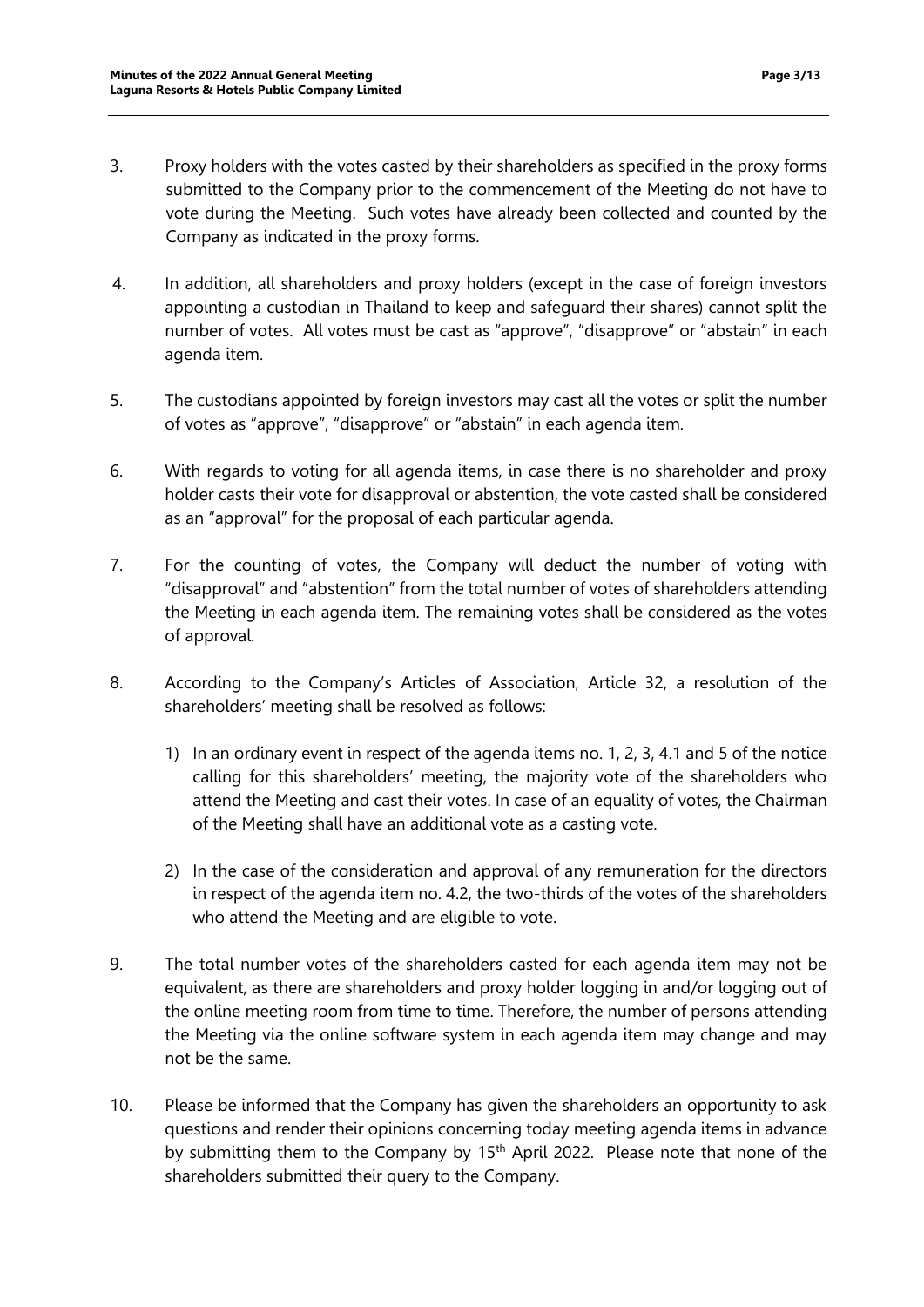3. Proxy holders with the votes casted by their shareholders as specified in the proxy forms submitted to the Company prior to the commencement of the Meeting do not have to vote during the Meeting. Such votes have already been collected and counted by the Company as indicated in the proxy forms.

4. In addition, all shareholders and proxy holders (except in the case of foreign investors appointing a custodian in Thailand to keep and safeguard their shares) cannot split the number of votes. All votes must be cast as "approve", "disapprove" or "abstain" in each agenda item.

5. The custodians appointed by foreign investors may cast all the votes or split the number of votes as "approve", "disapprove" or "abstain" in each agenda item.

6. With regards to voting for all agenda items, in case there is no shareholder and proxy holder casts their vote for disapproval or abstention, the vote casted shall be considered as an "approval" for the proposal of each particular agenda.

7. For the counting of votes, the Company will deduct the number of voting with "disapproval" and "abstention" from the total number of votes of shareholders attending the Meeting in each agenda item. The remaining votes shall be considered as the votes of approval.

8. According to the Company's Articles of Association, Article 32, a resolution of the shareholders' meeting shall be resolved as follows:

   1) In an ordinary event in respect of the agenda items no. 1, 2, 3, 4.1 and 5 of the notice calling for this shareholders' meeting, the majority vote of the shareholders who attend the Meeting and cast their votes. In case of an equality of votes, the Chairman of the Meeting shall have an additional vote as a casting vote.

   2) In the case of the consideration and approval of any remuneration for the directors in respect of the agenda item no. 4.2, the two-thirds of the votes of the shareholders who attend the Meeting and are eligible to vote.

9. The total number votes of the shareholders casted for each agenda item may not be equivalent, as there are shareholders and proxy holder logging in and/or logging out of the online meeting room from time to time. Therefore, the number of persons attending the Meeting via the online software system in each agenda item may change and may not be the same.

10. Please be informed that the Company has given the shareholders an opportunity to ask questions and render their opinions concerning today meeting agenda items in advance by submitting them to the Company by 15th April 2022. Please note that none of the shareholders submitted their query to the Company.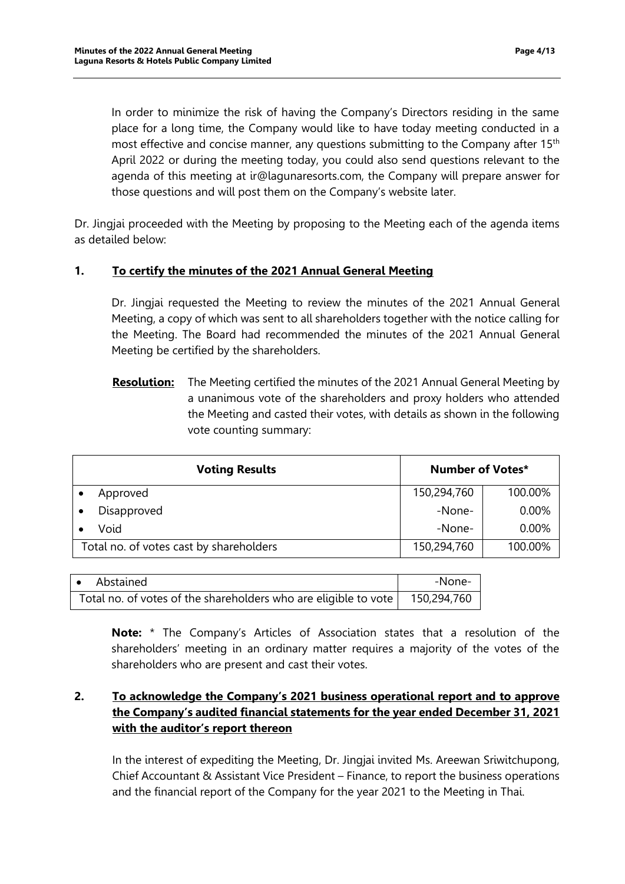In order to minimize the risk of having the Company's Directors residing in the same place for a long time, the Company would like to have today meeting conducted in a most effective and concise manner, any questions submitting to the Company after 15th April 2022 or during the meeting today, you could also send questions relevant to the agenda of this meeting at ir@lagunaresorts.com, the Company will prepare answer for those questions and will post them on the Company's website later.

Dr. Jingjai proceeded with the Meeting by proposing to the Meeting each of the agenda items as detailed below:

## 1. To certify the minutes of the 2021 Annual General Meeting

Dr. Jingjai requested the Meeting to review the minutes of the 2021 Annual General Meeting, a copy of which was sent to all shareholders together with the notice calling for the Meeting. The Board had recommended the minutes of the 2021 Annual General Meeting be certified by the shareholders.

**Resolution:** The Meeting certified the minutes of the 2021 Annual General Meeting by a unanimous vote of the shareholders and proxy holders who attended the Meeting and casted their votes, with details as shown in the following vote counting summary:

| Voting Results | Number of Votes* | |
|---|---|---|
| • Approved | 150,294,760 | 100.00% |
| • Disapproved | -None- | 0.00% |
| • Void | -None- | 0.00% |
| Total no. of votes cast by shareholders | 150,294,760 | 100.00% |

| | |
|---|---|
| • Abstained | -None- |
| Total no. of votes of the shareholders who are eligible to vote | 150,294,760 |

**Note:** * The Company's Articles of Association states that a resolution of the shareholders' meeting in an ordinary matter requires a majority of the votes of the shareholders who are present and cast their votes.

## 2. To acknowledge the Company's 2021 business operational report and to approve the Company's audited financial statements for the year ended December 31, 2021 with the auditor's report thereon

In the interest of expediting the Meeting, Dr. Jingjai invited Ms. Areewan Sriwitchupong, Chief Accountant & Assistant Vice President – Finance, to report the business operations and the financial report of the Company for the year 2021 to the Meeting in Thai.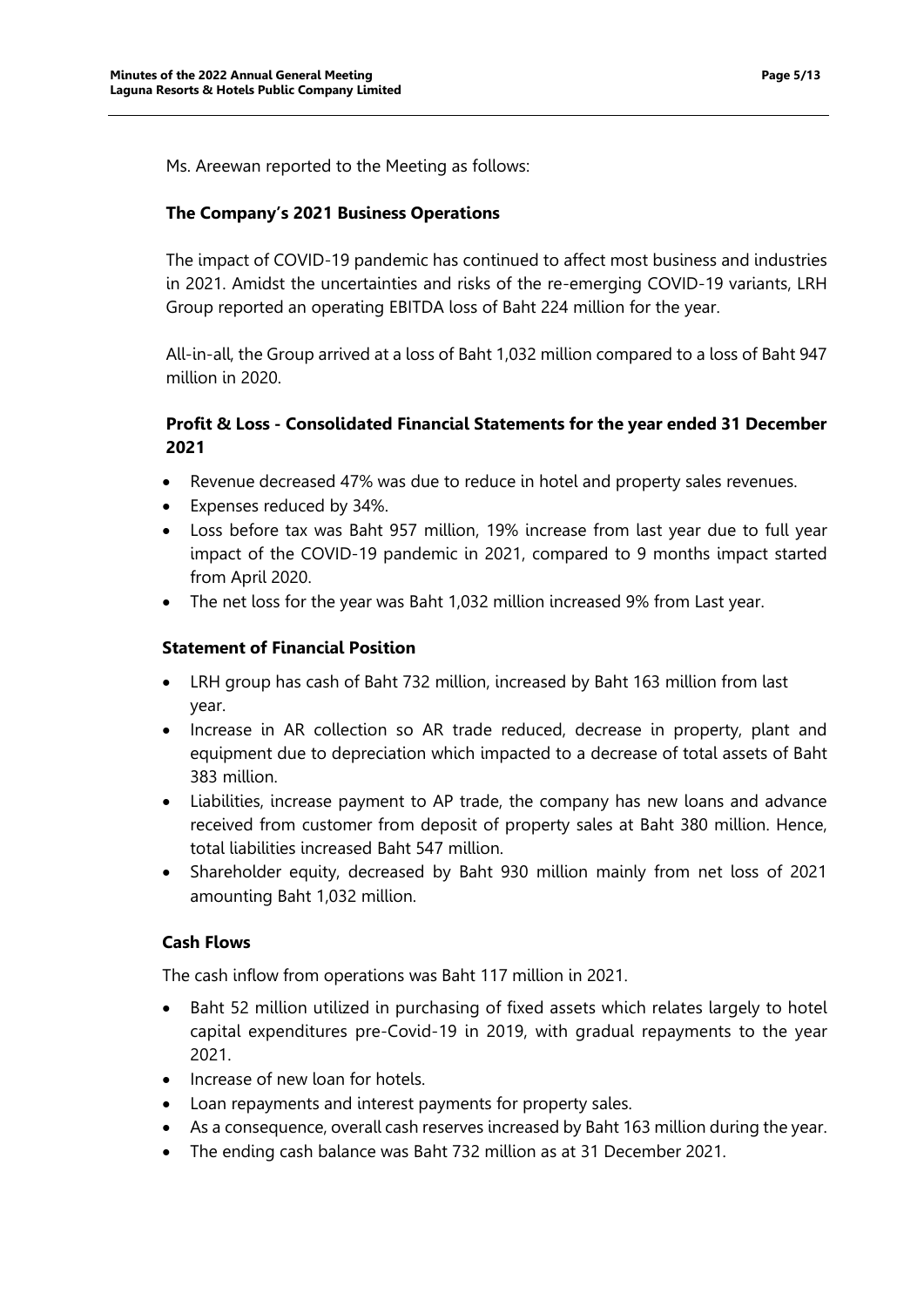Ms. Areewan reported to the Meeting as follows:

**The Company's 2021 Business Operations**

The impact of COVID-19 pandemic has continued to affect most business and industries in 2021. Amidst the uncertainties and risks of the re-emerging COVID-19 variants, LRH Group reported an operating EBITDA loss of Baht 224 million for the year.

All-in-all, the Group arrived at a loss of Baht 1,032 million compared to a loss of Baht 947 million in 2020.

**Profit & Loss - Consolidated Financial Statements for the year ended 31 December 2021**

- Revenue decreased 47% was due to reduce in hotel and property sales revenues.
- Expenses reduced by 34%.
- Loss before tax was Baht 957 million, 19% increase from last year due to full year impact of the COVID-19 pandemic in 2021, compared to 9 months impact started from April 2020.
- The net loss for the year was Baht 1,032 million increased 9% from Last year.

**Statement of Financial Position**

- LRH group has cash of Baht 732 million, increased by Baht 163 million from last year.
- Increase in AR collection so AR trade reduced, decrease in property, plant and equipment due to depreciation which impacted to a decrease of total assets of Baht 383 million.
- Liabilities, increase payment to AP trade, the company has new loans and advance received from customer from deposit of property sales at Baht 380 million. Hence, total liabilities increased Baht 547 million.
- Shareholder equity, decreased by Baht 930 million mainly from net loss of 2021 amounting Baht 1,032 million.

**Cash Flows**

The cash inflow from operations was Baht 117 million in 2021.

- Baht 52 million utilized in purchasing of fixed assets which relates largely to hotel capital expenditures pre-Covid-19 in 2019, with gradual repayments to the year 2021.
- Increase of new loan for hotels.
- Loan repayments and interest payments for property sales.
- As a consequence, overall cash reserves increased by Baht 163 million during the year.
- The ending cash balance was Baht 732 million as at 31 December 2021.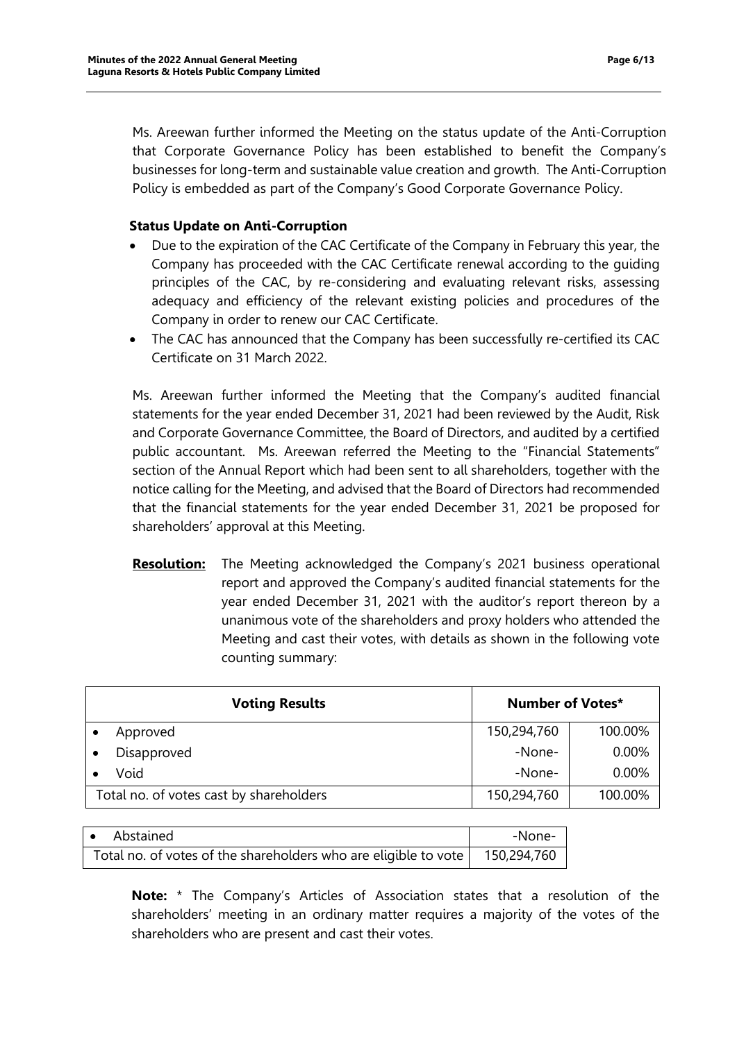Ms. Areewan further informed the Meeting on the status update of the Anti-Corruption that Corporate Governance Policy has been established to benefit the Company's businesses for long-term and sustainable value creation and growth. The Anti-Corruption Policy is embedded as part of the Company's Good Corporate Governance Policy.

**Status Update on Anti-Corruption**

- Due to the expiration of the CAC Certificate of the Company in February this year, the Company has proceeded with the CAC Certificate renewal according to the guiding principles of the CAC, by re-considering and evaluating relevant risks, assessing adequacy and efficiency of the relevant existing policies and procedures of the Company in order to renew our CAC Certificate.
- The CAC has announced that the Company has been successfully re-certified its CAC Certificate on 31 March 2022.

Ms. Areewan further informed the Meeting that the Company's audited financial statements for the year ended December 31, 2021 had been reviewed by the Audit, Risk and Corporate Governance Committee, the Board of Directors, and audited by a certified public accountant. Ms. Areewan referred the Meeting to the "Financial Statements" section of the Annual Report which had been sent to all shareholders, together with the notice calling for the Meeting, and advised that the Board of Directors had recommended that the financial statements for the year ended December 31, 2021 be proposed for shareholders' approval at this Meeting.

**Resolution:** The Meeting acknowledged the Company's 2021 business operational report and approved the Company's audited financial statements for the year ended December 31, 2021 with the auditor's report thereon by a unanimous vote of the shareholders and proxy holders who attended the Meeting and cast their votes, with details as shown in the following vote counting summary:

| Voting Results | Number of Votes* | |
|---|---|---|
| • Approved | 150,294,760 | 100.00% |
| • Disapproved | -None- | 0.00% |
| • Void | -None- | 0.00% |
| Total no. of votes cast by shareholders | 150,294,760 | 100.00% |

| | |
|---|---|
| • Abstained | -None- |
| Total no. of votes of the shareholders who are eligible to vote | 150,294,760 |

**Note:** * The Company's Articles of Association states that a resolution of the shareholders' meeting in an ordinary matter requires a majority of the votes of the shareholders who are present and cast their votes.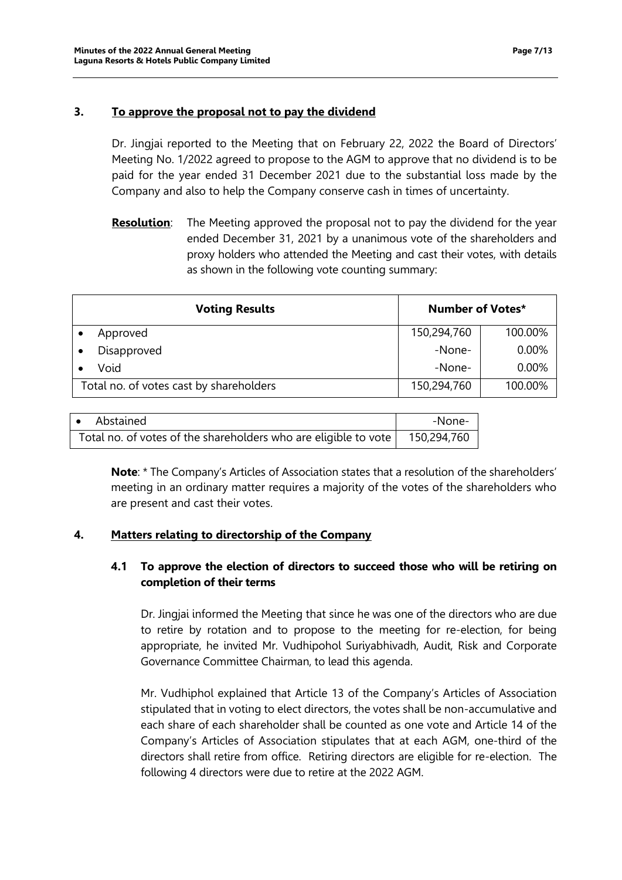## 3. <u>To approve the proposal not to pay the dividend</u>

Dr. Jingjai reported to the Meeting that on February 22, 2022 the Board of Directors' Meeting No. 1/2022 agreed to propose to the AGM to approve that no dividend is to be paid for the year ended 31 December 2021 due to the substantial loss made by the Company and also to help the Company conserve cash in times of uncertainty.

**<u>Resolution</u>**: The Meeting approved the proposal not to pay the dividend for the year ended December 31, 2021 by a unanimous vote of the shareholders and proxy holders who attended the Meeting and cast their votes, with details as shown in the following vote counting summary:

| Voting Results | Number of Votes* | |
|---|---|---|
| • Approved | 150,294,760 | 100.00% |
| • Disapproved | -None- | 0.00% |
| • Void | -None- | 0.00% |
| Total no. of votes cast by shareholders | 150,294,760 | 100.00% |

| | |
|---|---|
| • Abstained | -None- |
| Total no. of votes of the shareholders who are eligible to vote | 150,294,760 |

**Note**: * The Company's Articles of Association states that a resolution of the shareholders' meeting in an ordinary matter requires a majority of the votes of the shareholders who are present and cast their votes.

## 4. <u>Matters relating to directorship of the Company</u>

### 4.1 To approve the election of directors to succeed those who will be retiring on completion of their terms

Dr. Jingjai informed the Meeting that since he was one of the directors who are due to retire by rotation and to propose to the meeting for re-election, for being appropriate, he invited Mr. Vudhipohol Suriyabhivadh, Audit, Risk and Corporate Governance Committee Chairman, to lead this agenda.

Mr. Vudhiphol explained that Article 13 of the Company's Articles of Association stipulated that in voting to elect directors, the votes shall be non-accumulative and each share of each shareholder shall be counted as one vote and Article 14 of the Company's Articles of Association stipulates that at each AGM, one-third of the directors shall retire from office. Retiring directors are eligible for re-election. The following 4 directors were due to retire at the 2022 AGM.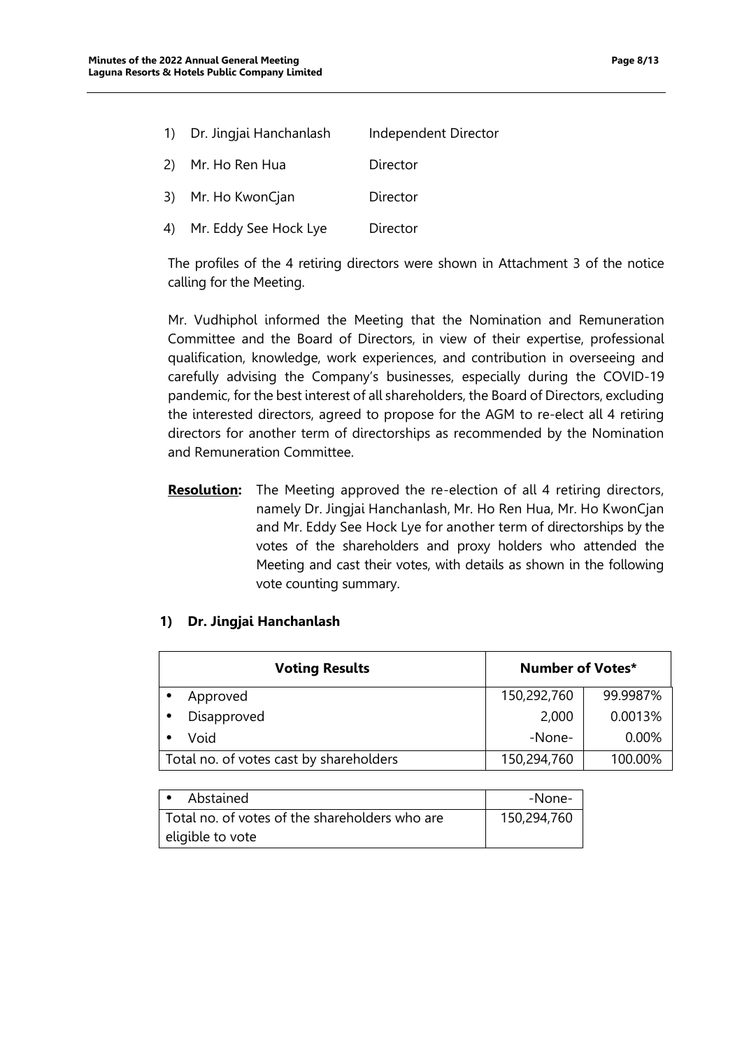1) Dr. Jingjai Hanchanlash Independent Director

2) Mr. Ho Ren Hua Director

3) Mr. Ho KwonCjan Director

4) Mr. Eddy See Hock Lye Director

The profiles of the 4 retiring directors were shown in Attachment 3 of the notice calling for the Meeting.

Mr. Vudhiphol informed the Meeting that the Nomination and Remuneration Committee and the Board of Directors, in view of their expertise, professional qualification, knowledge, work experiences, and contribution in overseeing and carefully advising the Company's businesses, especially during the COVID-19 pandemic, for the best interest of all shareholders, the Board of Directors, excluding the interested directors, agreed to propose for the AGM to re-elect all 4 retiring directors for another term of directorships as recommended by the Nomination and Remuneration Committee.

**Resolution:** The Meeting approved the re-election of all 4 retiring directors, namely Dr. Jingjai Hanchanlash, Mr. Ho Ren Hua, Mr. Ho KwonCjan and Mr. Eddy See Hock Lye for another term of directorships by the votes of the shareholders and proxy holders who attended the Meeting and cast their votes, with details as shown in the following vote counting summary.

**1) Dr. Jingjai Hanchanlash**

| Voting Results | Number of Votes* | |
|---|---|---|
| • Approved | 150,292,760 | 99.9987% |
| • Disapproved | 2,000 | 0.0013% |
| • Void | -None- | 0.00% |
| Total no. of votes cast by shareholders | 150,294,760 | 100.00% |

| | |
|---|---|
| • Abstained | -None- |
| Total no. of votes of the shareholders who are eligible to vote | 150,294,760 |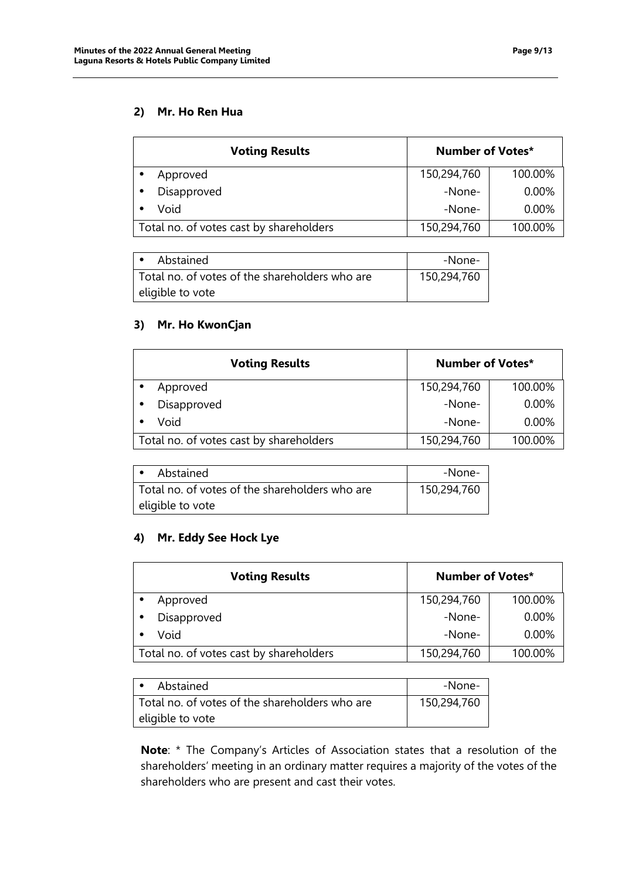### 2) Mr. Ho Ren Hua

| Voting Results | Number of Votes* | |
|---|---|---|
| • Approved | 150,294,760 | 100.00% |
| • Disapproved | -None- | 0.00% |
| • Void | -None- | 0.00% |
| Total no. of votes cast by shareholders | 150,294,760 | 100.00% |

| | |
|---|---|
| • Abstained | -None- |
| Total no. of votes of the shareholders who are eligible to vote | 150,294,760 |

### 3) Mr. Ho KwonCjan

| Voting Results | Number of Votes* | |
|---|---|---|
| • Approved | 150,294,760 | 100.00% |
| • Disapproved | -None- | 0.00% |
| • Void | -None- | 0.00% |
| Total no. of votes cast by shareholders | 150,294,760 | 100.00% |

| | |
|---|---|
| • Abstained | -None- |
| Total no. of votes of the shareholders who are eligible to vote | 150,294,760 |

### 4) Mr. Eddy See Hock Lye

| Voting Results | Number of Votes* | |
|---|---|---|
| • Approved | 150,294,760 | 100.00% |
| • Disapproved | -None- | 0.00% |
| • Void | -None- | 0.00% |
| Total no. of votes cast by shareholders | 150,294,760 | 100.00% |

| | |
|---|---|
| • Abstained | -None- |
| Total no. of votes of the shareholders who are eligible to vote | 150,294,760 |

**Note**: * The Company's Articles of Association states that a resolution of the shareholders' meeting in an ordinary matter requires a majority of the votes of the shareholders who are present and cast their votes.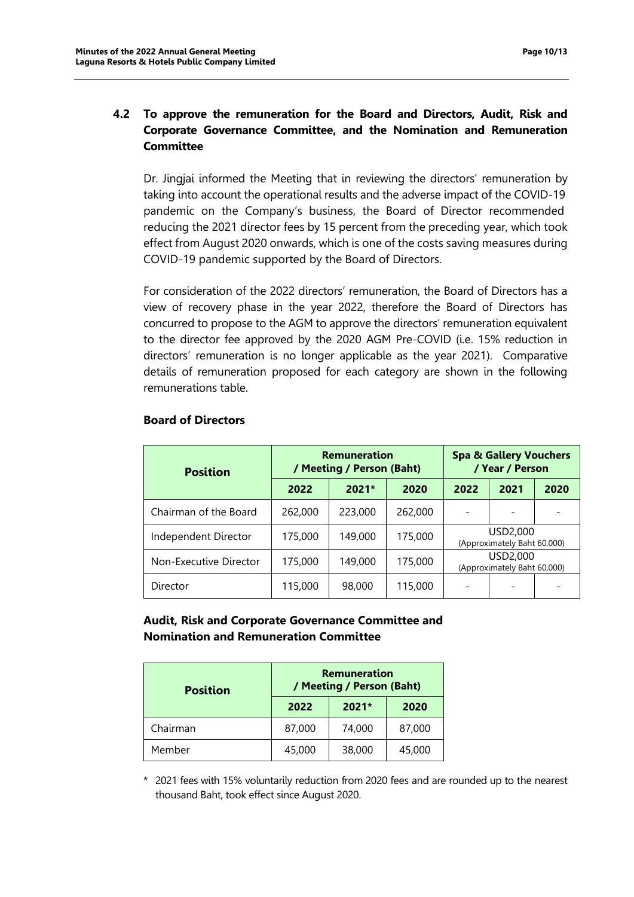### 4.2 To approve the remuneration for the Board and Directors, Audit, Risk and Corporate Governance Committee, and the Nomination and Remuneration Committee

Dr. Jingjai informed the Meeting that in reviewing the directors' remuneration by taking into account the operational results and the adverse impact of the COVID-19 pandemic on the Company's business, the Board of Director recommended reducing the 2021 director fees by 15 percent from the preceding year, which took effect from August 2020 onwards, which is one of the costs saving measures during COVID-19 pandemic supported by the Board of Directors.

For consideration of the 2022 directors' remuneration, the Board of Directors has a view of recovery phase in the year 2022, therefore the Board of Directors has concurred to propose to the AGM to approve the directors' remuneration equivalent to the director fee approved by the 2020 AGM Pre-COVID (i.e. 15% reduction in directors' remuneration is no longer applicable as the year 2021). Comparative details of remuneration proposed for each category are shown in the following remunerations table.

**Board of Directors**

| Position | Remuneration / Meeting / Person (Baht) | | | Spa & Gallery Vouchers / Year / Person | | |
|---|---|---|---|---|---|---|
| | 2022 | 2021* | 2020 | 2022 | 2021 | 2020 |
| Chairman of the Board | 262,000 | 223,000 | 262,000 | - | - | - |
| Independent Director | 175,000 | 149,000 | 175,000 | USD2,000 (Approximately Baht 60,000) | | |
| Non-Executive Director | 175,000 | 149,000 | 175,000 | USD2,000 (Approximately Baht 60,000) | | |
| Director | 115,000 | 98,000 | 115,000 | - | - | - |

**Audit, Risk and Corporate Governance Committee and Nomination and Remuneration Committee**

| Position | Remuneration / Meeting / Person (Baht) | | |
|---|---|---|---|
| | 2022 | 2021* | 2020 |
| Chairman | 87,000 | 74,000 | 87,000 |
| Member | 45,000 | 38,000 | 45,000 |

\* 2021 fees with 15% voluntarily reduction from 2020 fees and are rounded up to the nearest thousand Baht, took effect since August 2020.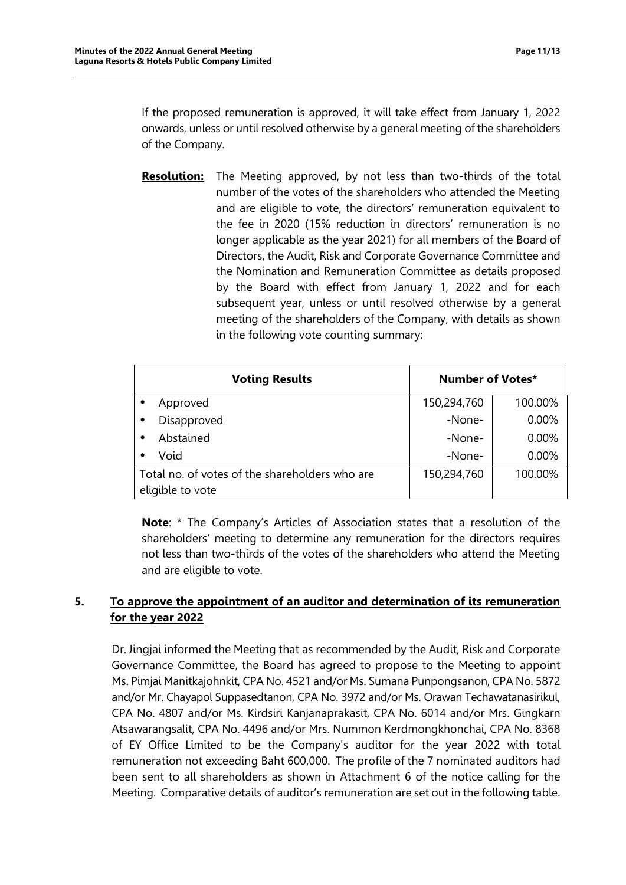If the proposed remuneration is approved, it will take effect from January 1, 2022 onwards, unless or until resolved otherwise by a general meeting of the shareholders of the Company.

**Resolution:** The Meeting approved, by not less than two-thirds of the total number of the votes of the shareholders who attended the Meeting and are eligible to vote, the directors' remuneration equivalent to the fee in 2020 (15% reduction in directors' remuneration is no longer applicable as the year 2021) for all members of the Board of Directors, the Audit, Risk and Corporate Governance Committee and the Nomination and Remuneration Committee as details proposed by the Board with effect from January 1, 2022 and for each subsequent year, unless or until resolved otherwise by a general meeting of the shareholders of the Company, with details as shown in the following vote counting summary:

| Voting Results | Number of Votes* | |
|---|---|---|
| • Approved | 150,294,760 | 100.00% |
| • Disapproved | -None- | 0.00% |
| • Abstained | -None- | 0.00% |
| • Void | -None- | 0.00% |
| Total no. of votes of the shareholders who are eligible to vote | 150,294,760 | 100.00% |

**Note**: * The Company's Articles of Association states that a resolution of the shareholders' meeting to determine any remuneration for the directors requires not less than two-thirds of the votes of the shareholders who attend the Meeting and are eligible to vote.

## 5. To approve the appointment of an auditor and determination of its remuneration for the year 2022

Dr. Jingjai informed the Meeting that as recommended by the Audit, Risk and Corporate Governance Committee, the Board has agreed to propose to the Meeting to appoint Ms. Pimjai Manitkajohnkit, CPA No. 4521 and/or Ms. Sumana Punpongsanon, CPA No. 5872 and/or Mr. Chayapol Suppasedtanon, CPA No. 3972 and/or Ms. Orawan Techawatanasirikul, CPA No. 4807 and/or Ms. Kirdsiri Kanjanaprakasit, CPA No. 6014 and/or Mrs. Gingkarn Atsawarangsalit, CPA No. 4496 and/or Mrs. Nummon Kerdmongkhonchai, CPA No. 8368 of EY Office Limited to be the Company's auditor for the year 2022 with total remuneration not exceeding Baht 600,000. The profile of the 7 nominated auditors had been sent to all shareholders as shown in Attachment 6 of the notice calling for the Meeting. Comparative details of auditor's remuneration are set out in the following table.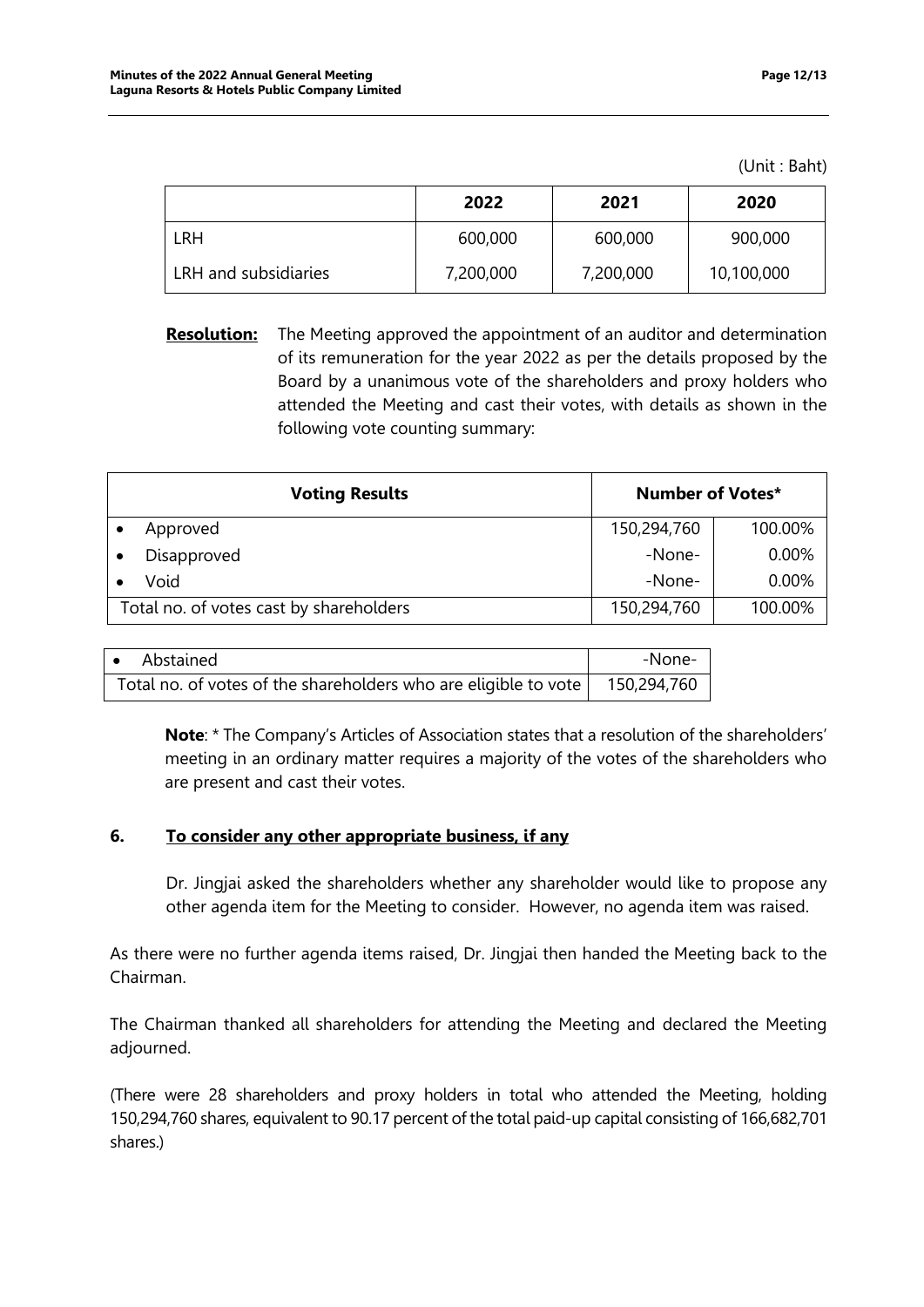(Unit : Baht)

| | 2022 | 2021 | 2020 |
|---|---|---|---|
| LRH | 600,000 | 600,000 | 900,000 |
| LRH and subsidiaries | 7,200,000 | 7,200,000 | 10,100,000 |

**Resolution:** The Meeting approved the appointment of an auditor and determination of its remuneration for the year 2022 as per the details proposed by the Board by a unanimous vote of the shareholders and proxy holders who attended the Meeting and cast their votes, with details as shown in the following vote counting summary:

| Voting Results | Number of Votes* | |
|---|---|---|
| • Approved | 150,294,760 | 100.00% |
| • Disapproved | -None- | 0.00% |
| • Void | -None- | 0.00% |
| Total no. of votes cast by shareholders | 150,294,760 | 100.00% |

| | |
|---|---|
| • Abstained | -None- |
| Total no. of votes of the shareholders who are eligible to vote | 150,294,760 |

**Note**: * The Company's Articles of Association states that a resolution of the shareholders' meeting in an ordinary matter requires a majority of the votes of the shareholders who are present and cast their votes.

## 6. To consider any other appropriate business, if any

Dr. Jingjai asked the shareholders whether any shareholder would like to propose any other agenda item for the Meeting to consider. However, no agenda item was raised.

As there were no further agenda items raised, Dr. Jingjai then handed the Meeting back to the Chairman.

The Chairman thanked all shareholders for attending the Meeting and declared the Meeting adjourned.

(There were 28 shareholders and proxy holders in total who attended the Meeting, holding 150,294,760 shares, equivalent to 90.17 percent of the total paid-up capital consisting of 166,682,701 shares.)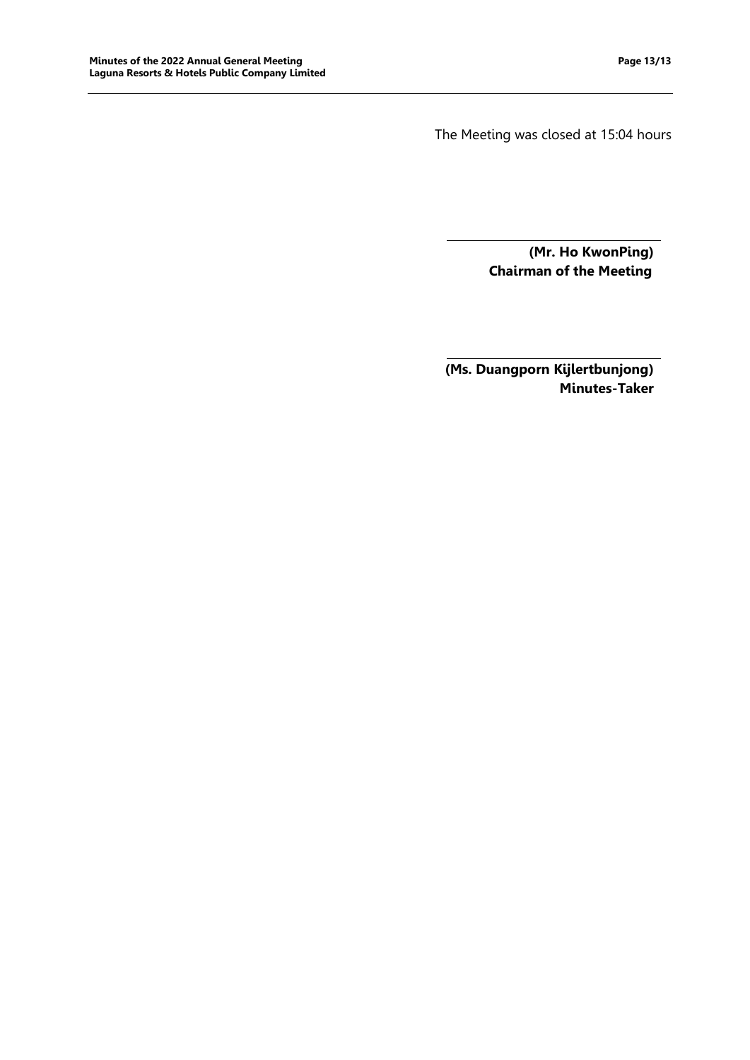The Meeting was closed at 15:04 hours

---

**(Mr. Ho KwonPing)**
**Chairman of the Meeting**

---

**(Ms. Duangporn Kijlertbunjong)**
**Minutes-Taker**